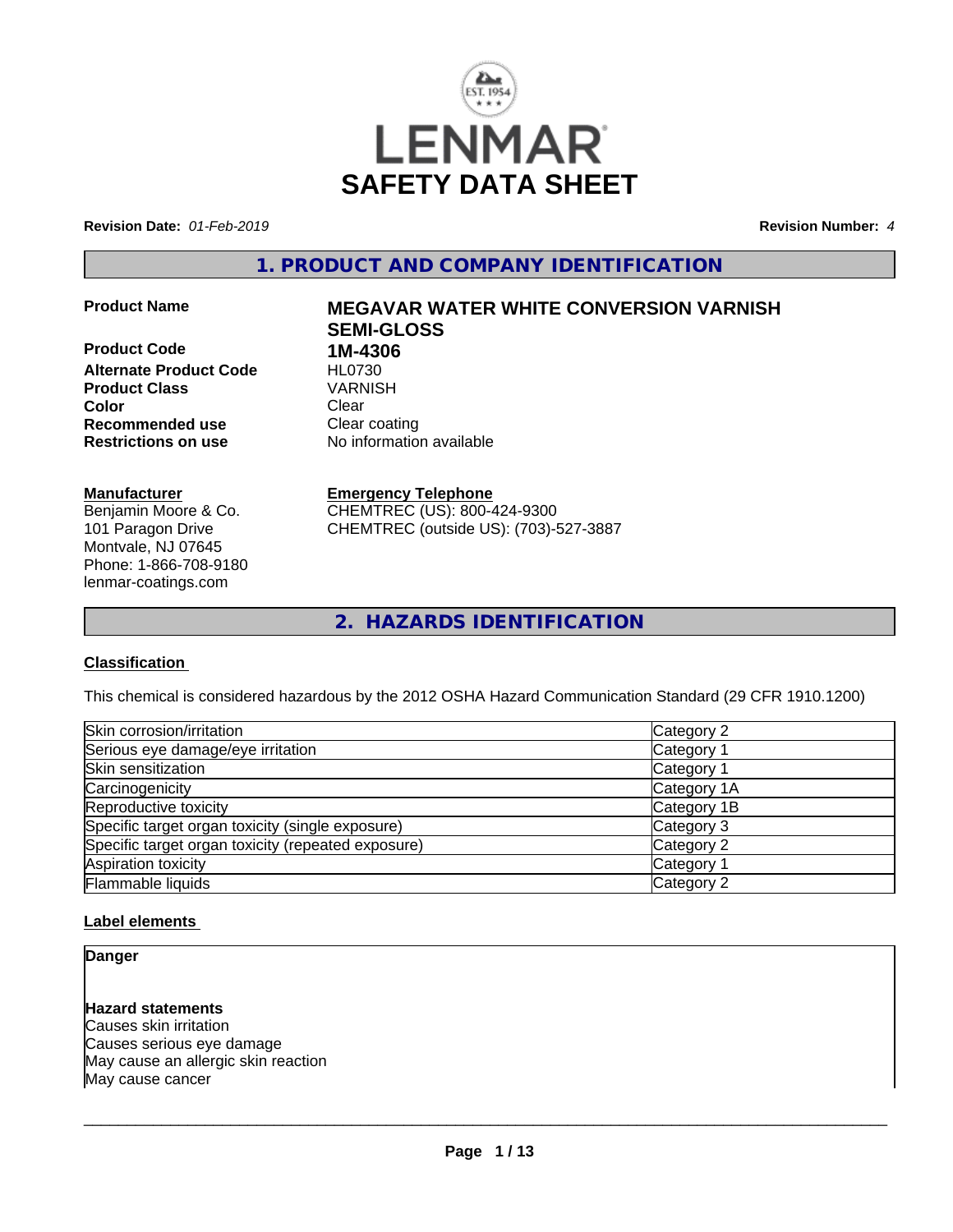# LENMAR

# SAFETY DATA SHEET

**Revision Date:** *01-Feb-2019* **Revision Number:** *4*

## 1. PRODUCT AND COMPANY IDENTIFICATION

| | |
|---|---|
| **Product Name** | **MEGAVAR WATER WHITE CONVERSION VARNISH SEMI-GLOSS** |
| **Product Code** | **1M-4306** |
| **Alternate Product Code** | HL0730 |
| **Product Class** | VARNISH |
| **Color** | Clear |
| **Recommended use** | Clear coating |
| **Restrictions on use** | No information available |

**Manufacturer**
Benjamin Moore & Co.
101 Paragon Drive
Montvale, NJ 07645
Phone: 1-866-708-9180
lenmar-coatings.com

**Emergency Telephone**
CHEMTREC (US): 800-424-9300
CHEMTREC (outside US): (703)-527-3887

## 2. HAZARDS IDENTIFICATION

### Classification

This chemical is considered hazardous by the 2012 OSHA Hazard Communication Standard (29 CFR 1910.1200)

| | |
|---|---|
| Skin corrosion/irritation | Category 2 |
| Serious eye damage/eye irritation | Category 1 |
| Skin sensitization | Category 1 |
| Carcinogenicity | Category 1A |
| Reproductive toxicity | Category 1B |
| Specific target organ toxicity (single exposure) | Category 3 |
| Specific target organ toxicity (repeated exposure) | Category 2 |
| Aspiration toxicity | Category 1 |
| Flammable liquids | Category 2 |

### Label elements

**Danger**

**Hazard statements**
Causes skin irritation
Causes serious eye damage
May cause an allergic skin reaction
May cause cancer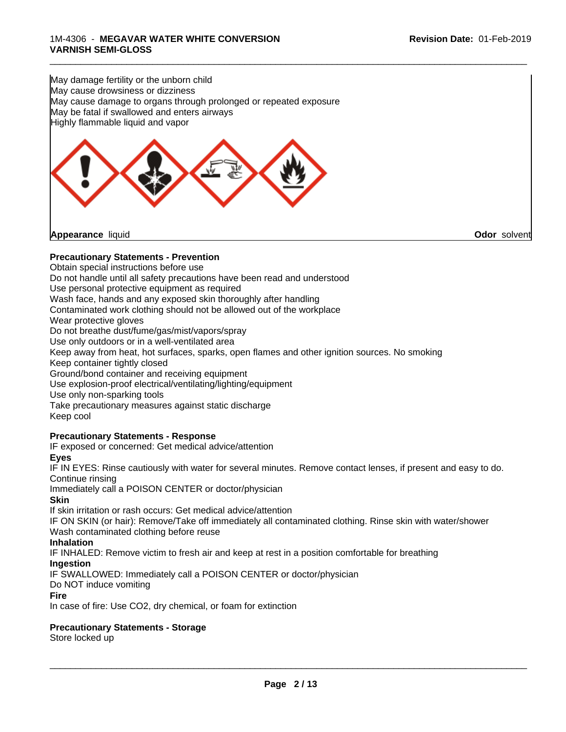May damage fertility or the unborn child
May cause drowsiness or dizziness
May cause damage to organs through prolonged or repeated exposure
May be fatal if swallowed and enters airways
Highly flammable liquid and vapor

**Appearance** liquid **Odor** solvent

**Precautionary Statements - Prevention**

Obtain special instructions before use
Do not handle until all safety precautions have been read and understood
Use personal protective equipment as required
Wash face, hands and any exposed skin thoroughly after handling
Contaminated work clothing should not be allowed out of the workplace
Wear protective gloves
Do not breathe dust/fume/gas/mist/vapors/spray
Use only outdoors or in a well-ventilated area
Keep away from heat, hot surfaces, sparks, open flames and other ignition sources. No smoking
Keep container tightly closed
Ground/bond container and receiving equipment
Use explosion-proof electrical/ventilating/lighting/equipment
Use only non-sparking tools
Take precautionary measures against static discharge
Keep cool

**Precautionary Statements - Response**

IF exposed or concerned: Get medical advice/attention

**Eyes**

IF IN EYES: Rinse cautiously with water for several minutes. Remove contact lenses, if present and easy to do. Continue rinsing
Immediately call a POISON CENTER or doctor/physician

**Skin**

If skin irritation or rash occurs: Get medical advice/attention
IF ON SKIN (or hair): Remove/Take off immediately all contaminated clothing. Rinse skin with water/shower
Wash contaminated clothing before reuse

**Inhalation**

IF INHALED: Remove victim to fresh air and keep at rest in a position comfortable for breathing

**Ingestion**

IF SWALLOWED: Immediately call a POISON CENTER or doctor/physician
Do NOT induce vomiting

**Fire**

In case of fire: Use CO2, dry chemical, or foam for extinction

**Precautionary Statements - Storage**

Store locked up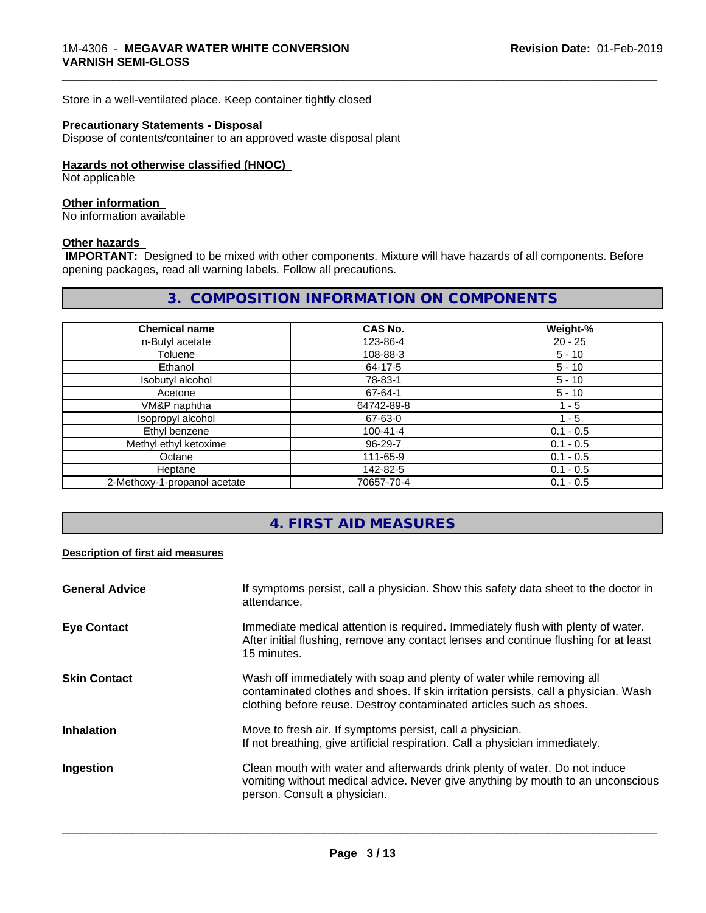Store in a well-ventilated place. Keep container tightly closed

**Precautionary Statements - Disposal**
Dispose of contents/container to an approved waste disposal plant

**Hazards not otherwise classified (HNOC)**
Not applicable

**Other information**
No information available

**Other hazards**
**IMPORTANT:** Designed to be mixed with other components. Mixture will have hazards of all components. Before opening packages, read all warning labels. Follow all precautions.

## 3. COMPOSITION INFORMATION ON COMPONENTS

| Chemical name | CAS No. | Weight-% |
| --- | --- | --- |
| n-Butyl acetate | 123-86-4 | 20 - 25 |
| Toluene | 108-88-3 | 5 - 10 |
| Ethanol | 64-17-5 | 5 - 10 |
| Isobutyl alcohol | 78-83-1 | 5 - 10 |
| Acetone | 67-64-1 | 5 - 10 |
| VM&P naphtha | 64742-89-8 | 1 - 5 |
| Isopropyl alcohol | 67-63-0 | 1 - 5 |
| Ethyl benzene | 100-41-4 | 0.1 - 0.5 |
| Methyl ethyl ketoxime | 96-29-7 | 0.1 - 0.5 |
| Octane | 111-65-9 | 0.1 - 0.5 |
| Heptane | 142-82-5 | 0.1 - 0.5 |
| 2-Methoxy-1-propanol acetate | 70657-70-4 | 0.1 - 0.5 |

## 4. FIRST AID MEASURES

**Description of first aid measures**

**General Advice** — If symptoms persist, call a physician. Show this safety data sheet to the doctor in attendance.

**Eye Contact** — Immediate medical attention is required. Immediately flush with plenty of water. After initial flushing, remove any contact lenses and continue flushing for at least 15 minutes.

**Skin Contact** — Wash off immediately with soap and plenty of water while removing all contaminated clothes and shoes. If skin irritation persists, call a physician. Wash clothing before reuse. Destroy contaminated articles such as shoes.

**Inhalation** — Move to fresh air. If symptoms persist, call a physician. If not breathing, give artificial respiration. Call a physician immediately.

**Ingestion** — Clean mouth with water and afterwards drink plenty of water. Do not induce vomiting without medical advice. Never give anything by mouth to an unconscious person. Consult a physician.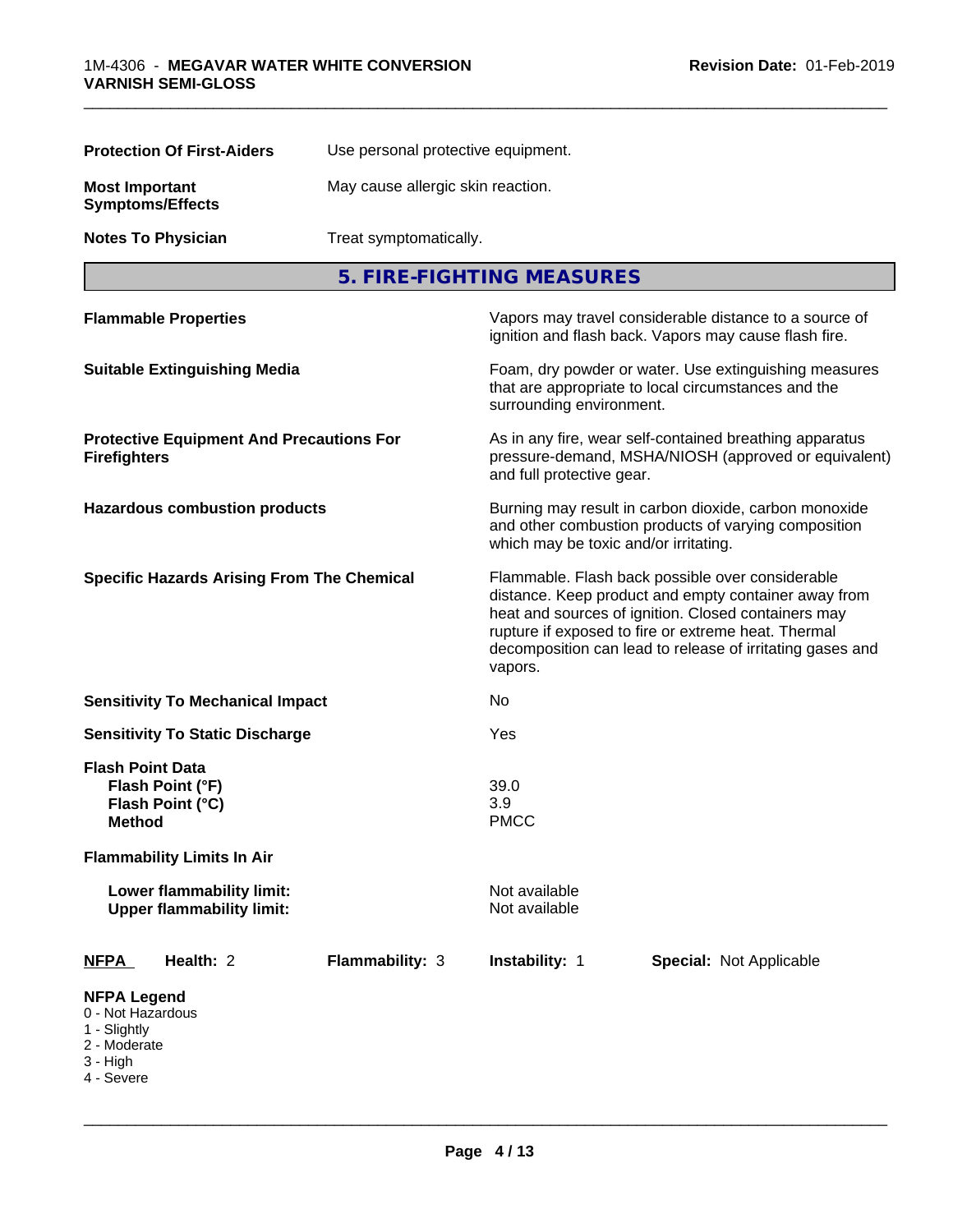**Protection Of First-Aiders** Use personal protective equipment.

**Most Important Symptoms/Effects** May cause allergic skin reaction.

**Notes To Physician** Treat symptomatically.

## 5. FIRE-FIGHTING MEASURES

**Flammable Properties** Vapors may travel considerable distance to a source of ignition and flash back. Vapors may cause flash fire.

**Suitable Extinguishing Media** Foam, dry powder or water. Use extinguishing measures that are appropriate to local circumstances and the surrounding environment.

**Protective Equipment And Precautions For Firefighters** As in any fire, wear self-contained breathing apparatus pressure-demand, MSHA/NIOSH (approved or equivalent) and full protective gear.

**Hazardous combustion products** Burning may result in carbon dioxide, carbon monoxide and other combustion products of varying composition which may be toxic and/or irritating.

**Specific Hazards Arising From The Chemical** Flammable. Flash back possible over considerable distance. Keep product and empty container away from heat and sources of ignition. Closed containers may rupture if exposed to fire or extreme heat. Thermal decomposition can lead to release of irritating gases and vapors.

**Sensitivity To Mechanical Impact** No

**Sensitivity To Static Discharge** Yes

**Flash Point Data**
- **Flash Point (°F)** 39.0
- **Flash Point (°C)** 3.9
- **Method** PMCC

**Flammability Limits In Air**
- **Lower flammability limit:** Not available
- **Upper flammability limit:** Not available

**NFPA** Health: 2 **Flammability:** 3 **Instability:** 1 **Special:** Not Applicable

**NFPA Legend**
- 0 - Not Hazardous
- 1 - Slightly
- 2 - Moderate
- 3 - High
- 4 - Severe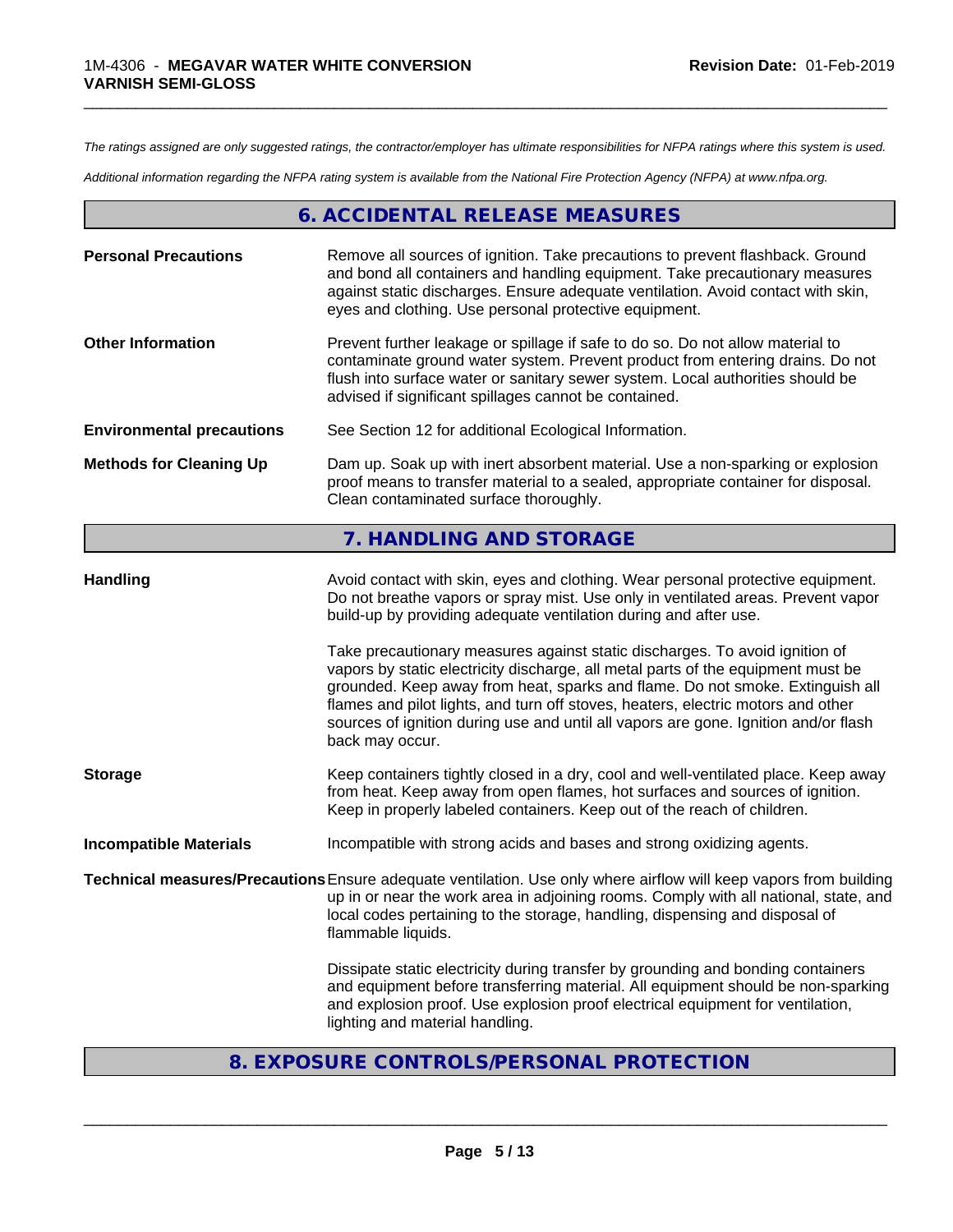*The ratings assigned are only suggested ratings, the contractor/employer has ultimate responsibilities for NFPA ratings where this system is used.*

*Additional information regarding the NFPA rating system is available from the National Fire Protection Agency (NFPA) at www.nfpa.org.*

## 6. ACCIDENTAL RELEASE MEASURES

| | |
|---|---|
| **Personal Precautions** | Remove all sources of ignition. Take precautions to prevent flashback. Ground and bond all containers and handling equipment. Take precautionary measures against static discharges. Ensure adequate ventilation. Avoid contact with skin, eyes and clothing. Use personal protective equipment. |
| **Other Information** | Prevent further leakage or spillage if safe to do so. Do not allow material to contaminate ground water system. Prevent product from entering drains. Do not flush into surface water or sanitary sewer system. Local authorities should be advised if significant spillages cannot be contained. |
| **Environmental precautions** | See Section 12 for additional Ecological Information. |
| **Methods for Cleaning Up** | Dam up. Soak up with inert absorbent material. Use a non-sparking or explosion proof means to transfer material to a sealed, appropriate container for disposal. Clean contaminated surface thoroughly. |

## 7. HANDLING AND STORAGE

| | |
|---|---|
| **Handling** | Avoid contact with skin, eyes and clothing. Wear personal protective equipment. Do not breathe vapors or spray mist. Use only in ventilated areas. Prevent vapor build-up by providing adequate ventilation during and after use.<br><br>Take precautionary measures against static discharges. To avoid ignition of vapors by static electricity discharge, all metal parts of the equipment must be grounded. Keep away from heat, sparks and flame. Do not smoke. Extinguish all flames and pilot lights, and turn off stoves, heaters, electric motors and other sources of ignition during use and until all vapors are gone. Ignition and/or flash back may occur. |
| **Storage** | Keep containers tightly closed in a dry, cool and well-ventilated place. Keep away from heat. Keep away from open flames, hot surfaces and sources of ignition. Keep in properly labeled containers. Keep out of the reach of children. |
| **Incompatible Materials** | Incompatible with strong acids and bases and strong oxidizing agents. |
| **Technical measures/Precautions** | Ensure adequate ventilation. Use only where airflow will keep vapors from building up in or near the work area in adjoining rooms. Comply with all national, state, and local codes pertaining to the storage, handling, dispensing and disposal of flammable liquids.<br><br>Dissipate static electricity during transfer by grounding and bonding containers and equipment before transferring material. All equipment should be non-sparking and explosion proof. Use explosion proof electrical equipment for ventilation, lighting and material handling. |

## 8. EXPOSURE CONTROLS/PERSONAL PROTECTION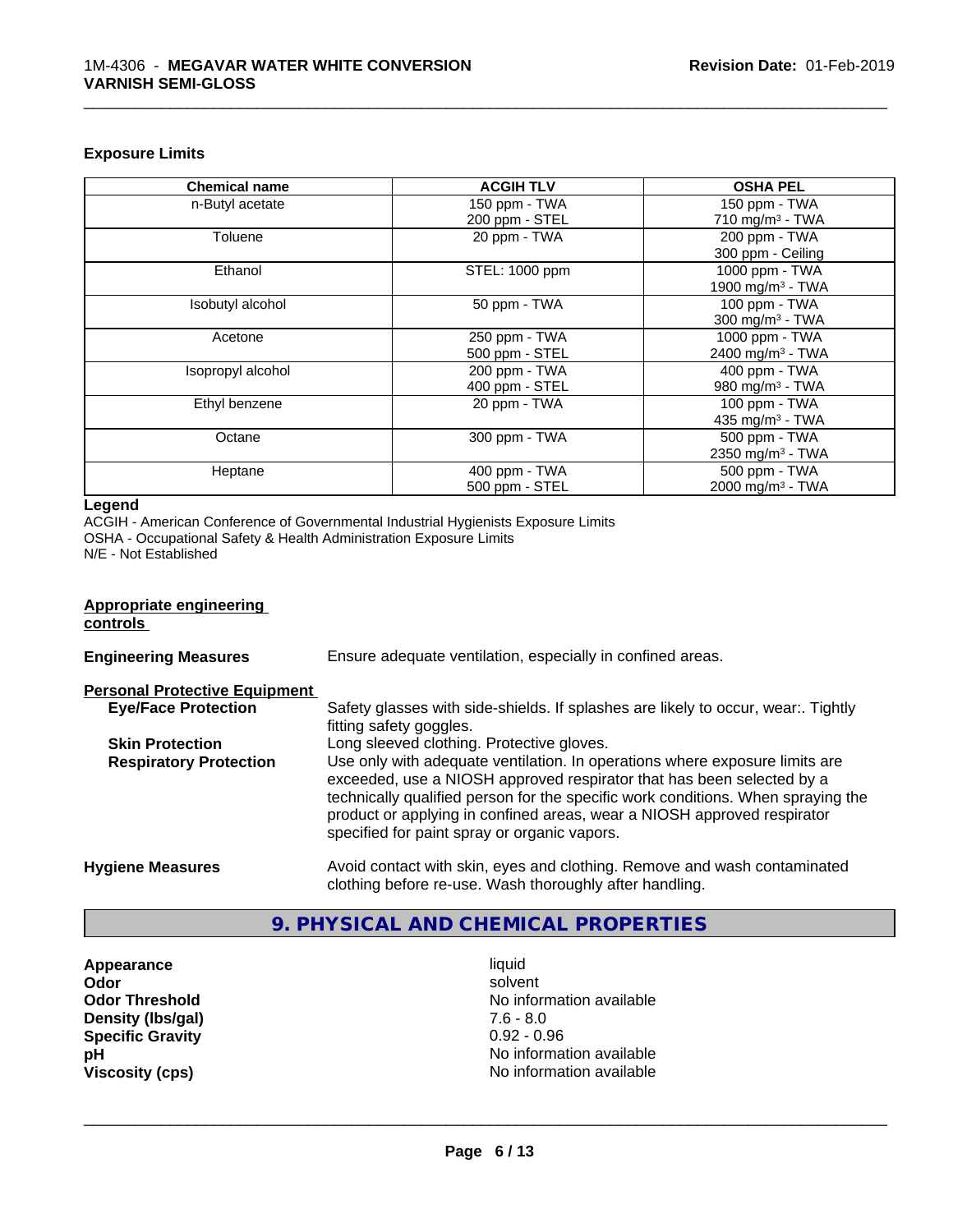### Exposure Limits

| Chemical name | ACGIH TLV | OSHA PEL |
|---|---|---|
| n-Butyl acetate | 150 ppm - TWA<br>200 ppm - STEL | 150 ppm - TWA<br>710 mg/m³ - TWA |
| Toluene | 20 ppm - TWA | 200 ppm - TWA<br>300 ppm - Ceiling |
| Ethanol | STEL: 1000 ppm | 1000 ppm - TWA<br>1900 mg/m³ - TWA |
| Isobutyl alcohol | 50 ppm - TWA | 100 ppm - TWA<br>300 mg/m³ - TWA |
| Acetone | 250 ppm - TWA<br>500 ppm - STEL | 1000 ppm - TWA<br>2400 mg/m³ - TWA |
| Isopropyl alcohol | 200 ppm - TWA<br>400 ppm - STEL | 400 ppm - TWA<br>980 mg/m³ - TWA |
| Ethyl benzene | 20 ppm - TWA | 100 ppm - TWA<br>435 mg/m³ - TWA |
| Octane | 300 ppm - TWA | 500 ppm - TWA<br>2350 mg/m³ - TWA |
| Heptane | 400 ppm - TWA<br>500 ppm - STEL | 500 ppm - TWA<br>2000 mg/m³ - TWA |

**Legend**

ACGIH - American Conference of Governmental Industrial Hygienists Exposure Limits
OSHA - Occupational Safety & Health Administration Exposure Limits
N/E - Not Established

**Appropriate engineering controls**

**Engineering Measures** Ensure adequate ventilation, especially in confined areas.

**Personal Protective Equipment**

**Eye/Face Protection** Safety glasses with side-shields. If splashes are likely to occur, wear:. Tightly fitting safety goggles.

**Skin Protection** Long sleeved clothing. Protective gloves.

**Respiratory Protection** Use only with adequate ventilation. In operations where exposure limits are exceeded, use a NIOSH approved respirator that has been selected by a technically qualified person for the specific work conditions. When spraying the product or applying in confined areas, wear a NIOSH approved respirator specified for paint spray or organic vapors.

**Hygiene Measures** Avoid contact with skin, eyes and clothing. Remove and wash contaminated clothing before re-use. Wash thoroughly after handling.

## 9. PHYSICAL AND CHEMICAL PROPERTIES

| | |
|---|---|
| **Appearance** | liquid |
| **Odor** | solvent |
| **Odor Threshold** | No information available |
| **Density (lbs/gal)** | 7.6 - 8.0 |
| **Specific Gravity** | 0.92 - 0.96 |
| **pH** | No information available |
| **Viscosity (cps)** | No information available |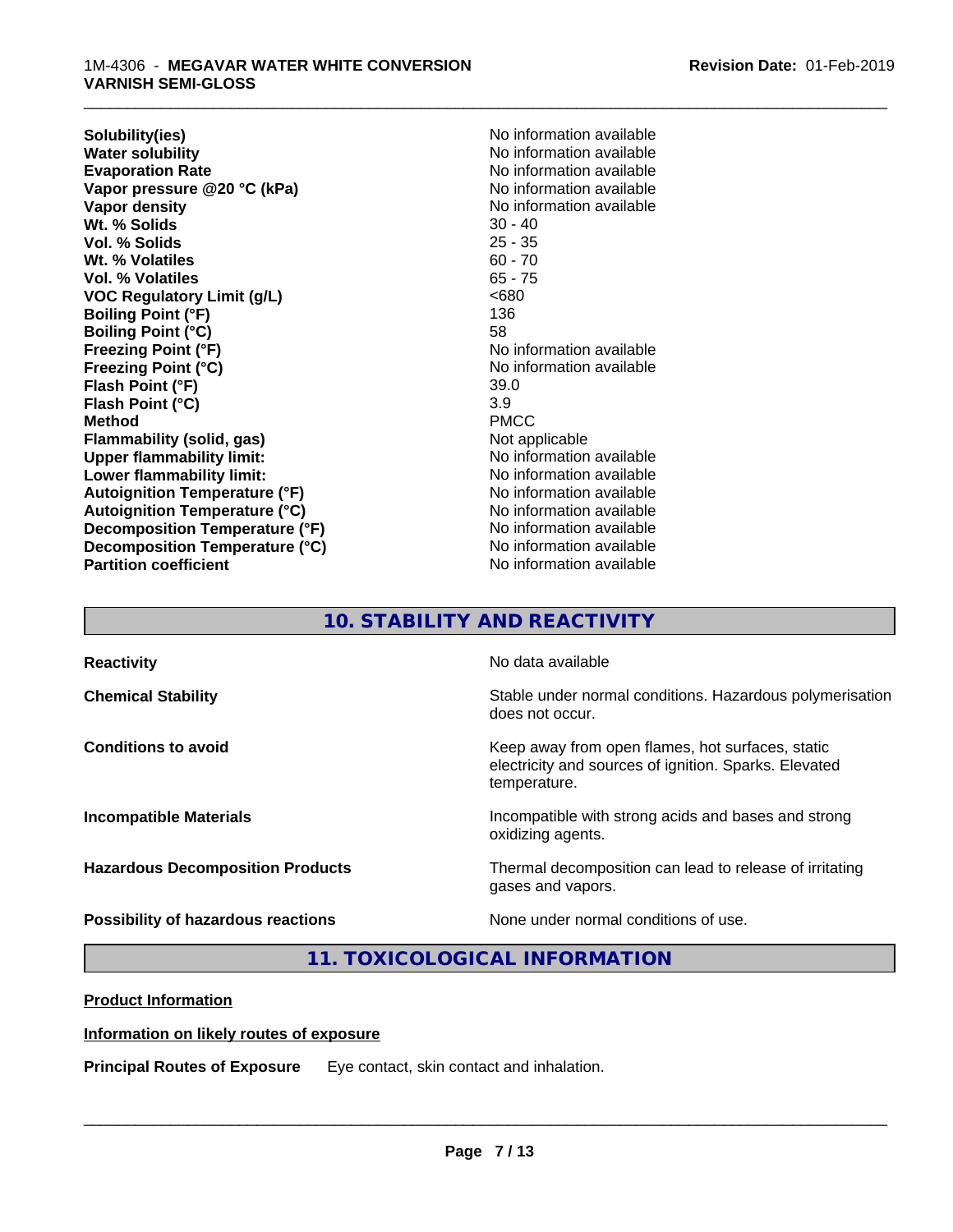| | |
|---|---|
| **Solubility(ies)** | No information available |
| **Water solubility** | No information available |
| **Evaporation Rate** | No information available |
| **Vapor pressure @20 °C (kPa)** | No information available |
| **Vapor density** | No information available |
| **Wt. % Solids** | 30 - 40 |
| **Vol. % Solids** | 25 - 35 |
| **Wt. % Volatiles** | 60 - 70 |
| **Vol. % Volatiles** | 65 - 75 |
| **VOC Regulatory Limit (g/L)** | <680 |
| **Boiling Point (°F)** | 136 |
| **Boiling Point (°C)** | 58 |
| **Freezing Point (°F)** | No information available |
| **Freezing Point (°C)** | No information available |
| **Flash Point (°F)** | 39.0 |
| **Flash Point (°C)** | 3.9 |
| **Method** | PMCC |
| **Flammability (solid, gas)** | Not applicable |
| **Upper flammability limit:** | No information available |
| **Lower flammability limit:** | No information available |
| **Autoignition Temperature (°F)** | No information available |
| **Autoignition Temperature (°C)** | No information available |
| **Decomposition Temperature (°F)** | No information available |
| **Decomposition Temperature (°C)** | No information available |
| **Partition coefficient** | No information available |

## 10. STABILITY AND REACTIVITY

| | |
|---|---|
| **Reactivity** | No data available |
| **Chemical Stability** | Stable under normal conditions. Hazardous polymerisation does not occur. |
| **Conditions to avoid** | Keep away from open flames, hot surfaces, static electricity and sources of ignition. Sparks. Elevated temperature. |
| **Incompatible Materials** | Incompatible with strong acids and bases and strong oxidizing agents. |
| **Hazardous Decomposition Products** | Thermal decomposition can lead to release of irritating gases and vapors. |
| **Possibility of hazardous reactions** | None under normal conditions of use. |

## 11. TOXICOLOGICAL INFORMATION

**Product Information**

**Information on likely routes of exposure**

**Principal Routes of Exposure** Eye contact, skin contact and inhalation.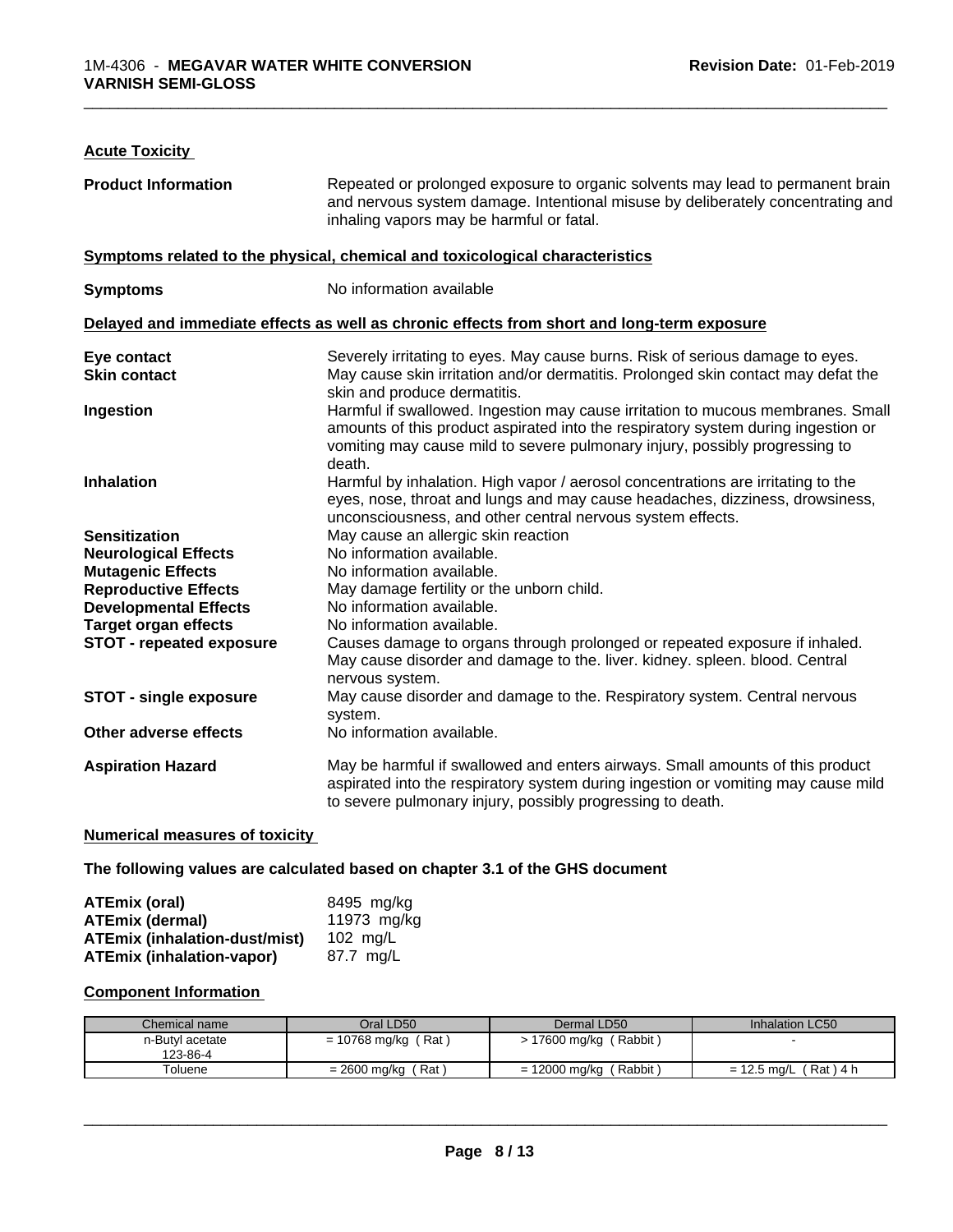### Acute Toxicity

**Product Information** Repeated or prolonged exposure to organic solvents may lead to permanent brain and nervous system damage. Intentional misuse by deliberately concentrating and inhaling vapors may be harmful or fatal.

#### Symptoms related to the physical, chemical and toxicological characteristics

**Symptoms** No information available

#### Delayed and immediate effects as well as chronic effects from short and long-term exposure

**Eye contact** Severely irritating to eyes. May cause burns. Risk of serious damage to eyes.

**Skin contact** May cause skin irritation and/or dermatitis. Prolonged skin contact may defat the skin and produce dermatitis.

**Ingestion** Harmful if swallowed. Ingestion may cause irritation to mucous membranes. Small amounts of this product aspirated into the respiratory system during ingestion or vomiting may cause mild to severe pulmonary injury, possibly progressing to death.

**Inhalation** Harmful by inhalation. High vapor / aerosol concentrations are irritating to the eyes, nose, throat and lungs and may cause headaches, dizziness, drowsiness, unconsciousness, and other central nervous system effects.

**Sensitization** May cause an allergic skin reaction

**Neurological Effects** No information available.

**Mutagenic Effects** No information available.

**Reproductive Effects** May damage fertility or the unborn child.

**Developmental Effects** No information available.

**Target organ effects** No information available.

**STOT - repeated exposure** Causes damage to organs through prolonged or repeated exposure if inhaled. May cause disorder and damage to the. liver. kidney. spleen. blood. Central nervous system.

**STOT - single exposure** May cause disorder and damage to the. Respiratory system. Central nervous system.

**Other adverse effects** No information available.

**Aspiration Hazard** May be harmful if swallowed and enters airways. Small amounts of this product aspirated into the respiratory system during ingestion or vomiting may cause mild to severe pulmonary injury, possibly progressing to death.

### Numerical measures of toxicity

**The following values are calculated based on chapter 3.1 of the GHS document**

**ATEmix (oral)** 8495 mg/kg
**ATEmix (dermal)** 11973 mg/kg
**ATEmix (inhalation-dust/mist)** 102 mg/L
**ATEmix (inhalation-vapor)** 87.7 mg/L

### Component Information

| Chemical name | Oral LD50 | Dermal LD50 | Inhalation LC50 |
|---|---|---|---|
| n-Butyl acetate 123-86-4 | = 10768 mg/kg ( Rat ) | > 17600 mg/kg ( Rabbit ) | - |
| Toluene | = 2600 mg/kg ( Rat ) | = 12000 mg/kg ( Rabbit ) | = 12.5 mg/L ( Rat ) 4 h |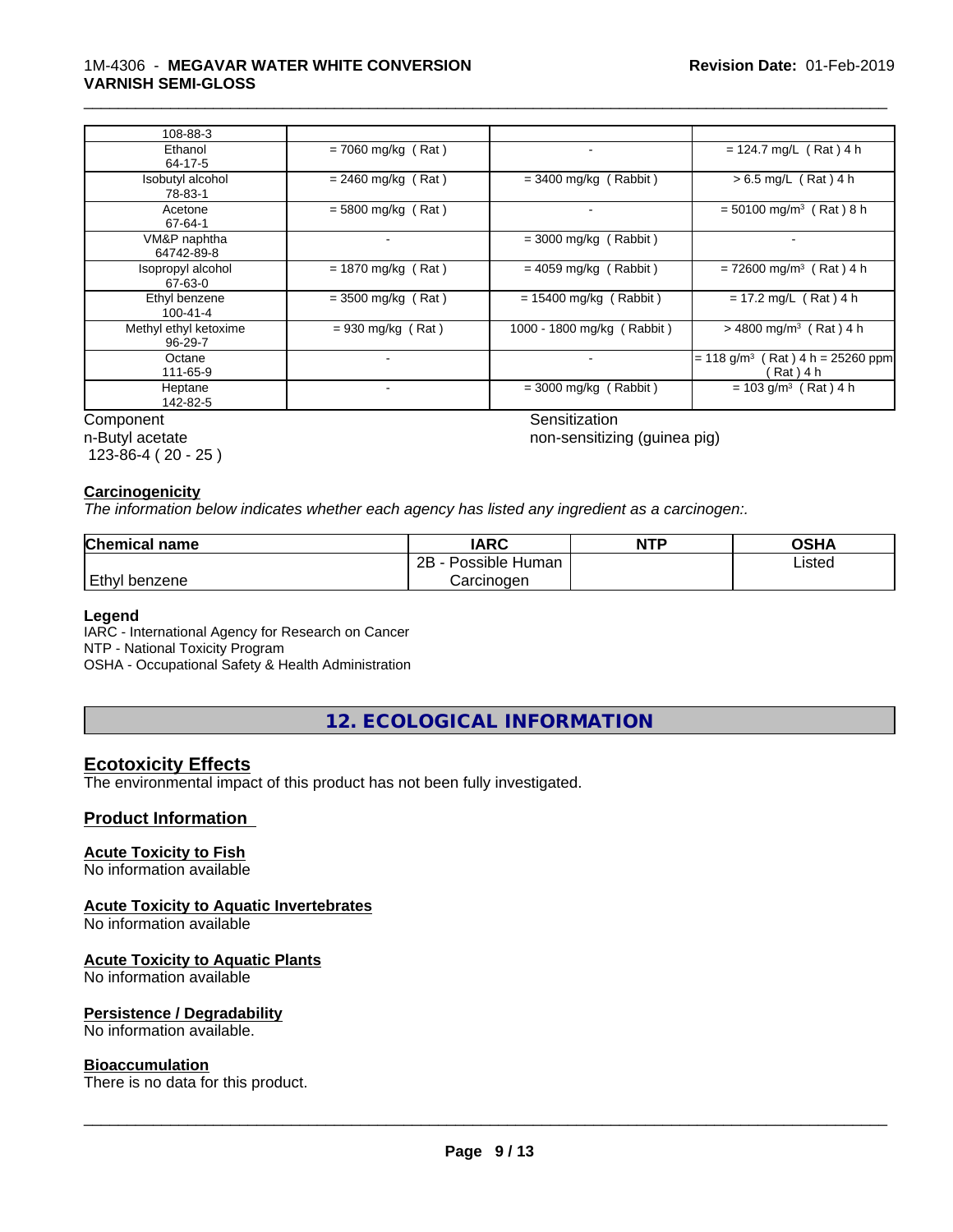| | | | |
|---|---|---|---|
| 108-88-3 | | | |
| Ethanol 64-17-5 | = 7060 mg/kg ( Rat ) | - | = 124.7 mg/L ( Rat ) 4 h |
| Isobutyl alcohol 78-83-1 | = 2460 mg/kg ( Rat ) | = 3400 mg/kg ( Rabbit ) | > 6.5 mg/L ( Rat ) 4 h |
| Acetone 67-64-1 | = 5800 mg/kg ( Rat ) | - | = 50100 mg/m$^3$ ( Rat ) 8 h |
| VM&P naphtha 64742-89-8 | - | = 3000 mg/kg ( Rabbit ) | - |
| Isopropyl alcohol 67-63-0 | = 1870 mg/kg ( Rat ) | = 4059 mg/kg ( Rabbit ) | = 72600 mg/m$^3$ ( Rat ) 4 h |
| Ethyl benzene 100-41-4 | = 3500 mg/kg ( Rat ) | = 15400 mg/kg ( Rabbit ) | = 17.2 mg/L ( Rat ) 4 h |
| Methyl ethyl ketoxime 96-29-7 | = 930 mg/kg ( Rat ) | 1000 - 1800 mg/kg ( Rabbit ) | > 4800 mg/m$^3$ ( Rat ) 4 h |
| Octane 111-65-9 | - | - | = 118 g/m$^3$ ( Rat ) 4 h = 25260 ppm ( Rat ) 4 h |
| Heptane 142-82-5 | - | = 3000 mg/kg ( Rabbit ) | = 103 g/m$^3$ ( Rat ) 4 h |

| Component | Sensitization |
|---|---|
| n-Butyl acetate 123-86-4 ( 20 - 25 ) | non-sensitizing (guinea pig) |

## Carcinogenicity

*The information below indicates whether each agency has listed any ingredient as a carcinogen:.*

| Chemical name | IARC | NTP | OSHA |
|---|---|---|---|
| Ethyl benzene | 2B - Possible Human Carcinogen | | Listed |

**Legend**

IARC - International Agency for Research on Cancer
NTP - National Toxicity Program
OSHA - Occupational Safety & Health Administration

# 12. ECOLOGICAL INFORMATION

## Ecotoxicity Effects

The environmental impact of this product has not been fully investigated.

## Product Information

### Acute Toxicity to Fish

No information available

### Acute Toxicity to Aquatic Invertebrates

No information available

### Acute Toxicity to Aquatic Plants

No information available

### Persistence / Degradability

No information available.

### Bioaccumulation

There is no data for this product.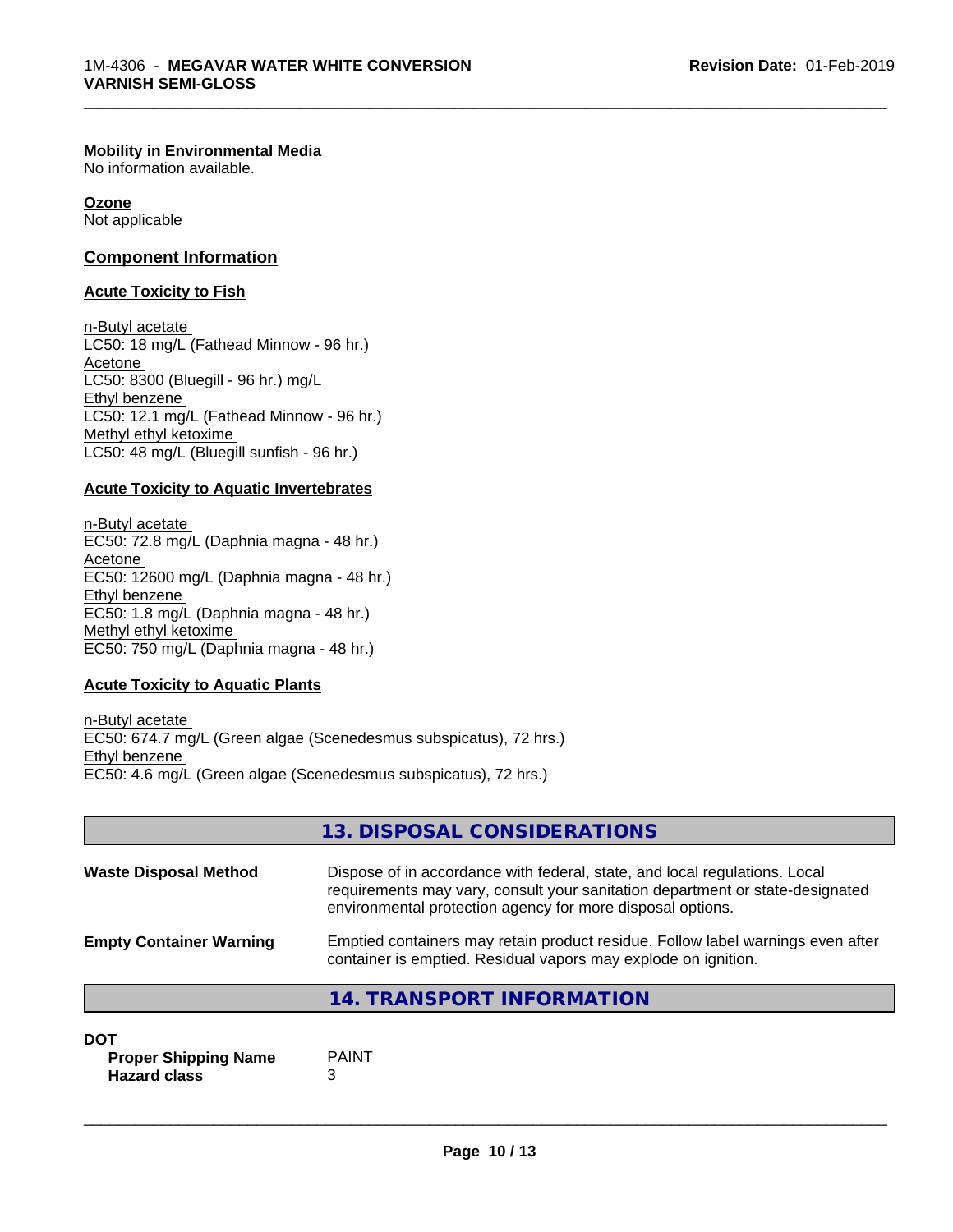**Mobility in Environmental Media**
No information available.

**Ozone**
Not applicable

## Component Information

### Acute Toxicity to Fish

n-Butyl acetate
LC50: 18 mg/L (Fathead Minnow - 96 hr.)
Acetone
LC50: 8300 (Bluegill - 96 hr.) mg/L
Ethyl benzene
LC50: 12.1 mg/L (Fathead Minnow - 96 hr.)
Methyl ethyl ketoxime
LC50: 48 mg/L (Bluegill sunfish - 96 hr.)

### Acute Toxicity to Aquatic Invertebrates

n-Butyl acetate
EC50: 72.8 mg/L (Daphnia magna - 48 hr.)
Acetone
EC50: 12600 mg/L (Daphnia magna - 48 hr.)
Ethyl benzene
EC50: 1.8 mg/L (Daphnia magna - 48 hr.)
Methyl ethyl ketoxime
EC50: 750 mg/L (Daphnia magna - 48 hr.)

### Acute Toxicity to Aquatic Plants

n-Butyl acetate
EC50: 674.7 mg/L (Green algae (Scenedesmus subspicatus), 72 hrs.)
Ethyl benzene
EC50: 4.6 mg/L (Green algae (Scenedesmus subspicatus), 72 hrs.)

## 13. DISPOSAL CONSIDERATIONS

**Waste Disposal Method** Dispose of in accordance with federal, state, and local regulations. Local requirements may vary, consult your sanitation department or state-designated environmental protection agency for more disposal options.

**Empty Container Warning** Emptied containers may retain product residue. Follow label warnings even after container is emptied. Residual vapors may explode on ignition.

## 14. TRANSPORT INFORMATION

**DOT**

**Proper Shipping Name** PAINT
**Hazard class** 3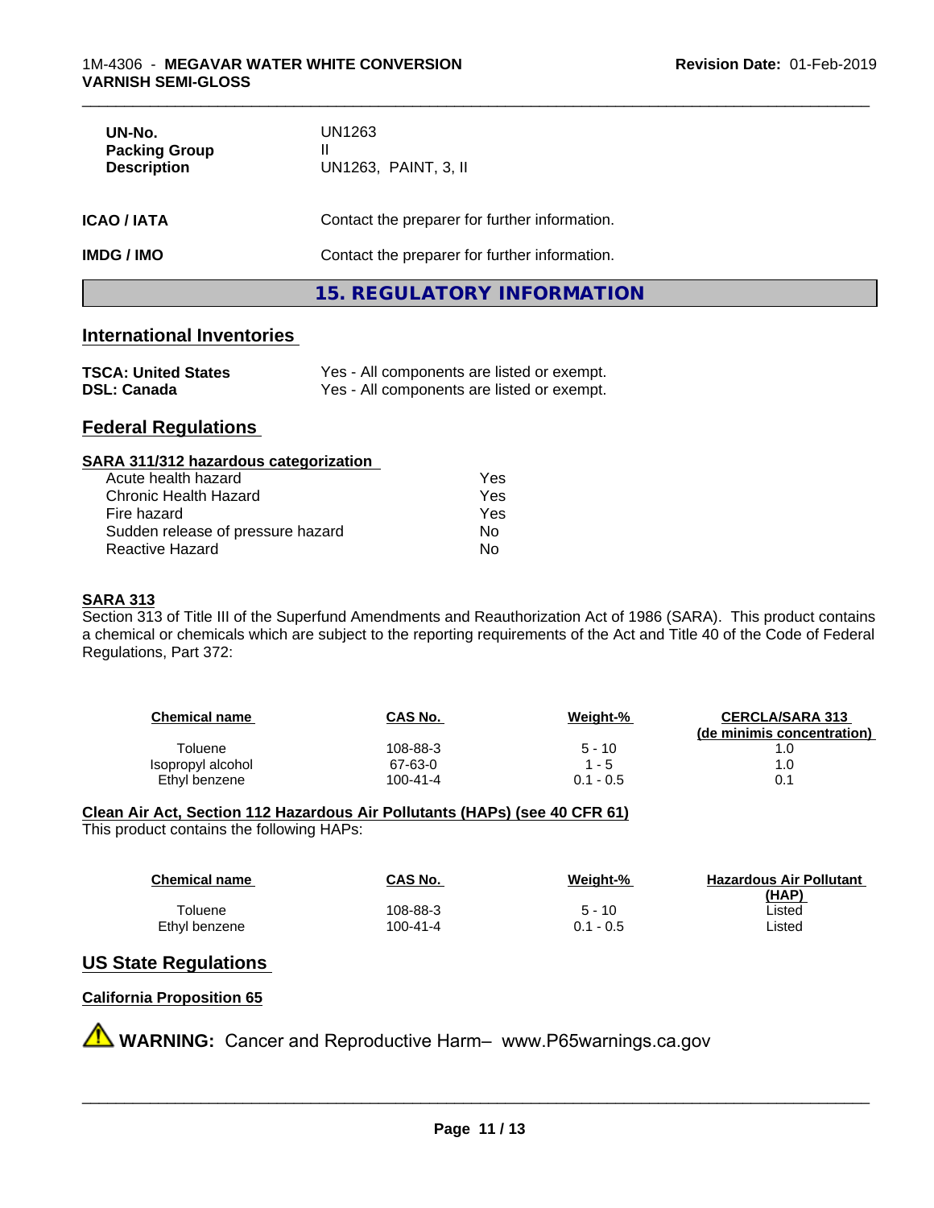| | |
|---|---|
| **UN-No.** | UN1263 |
| **Packing Group** | II |
| **Description** | UN1263, PAINT, 3, II |

| | |
|---|---|
| **ICAO / IATA** | Contact the preparer for further information. |
| **IMDG / IMO** | Contact the preparer for further information. |

# 15. REGULATORY INFORMATION

## International Inventories

| | |
|---|---|
| **TSCA: United States** | Yes - All components are listed or exempt. |
| **DSL: Canada** | Yes - All components are listed or exempt. |

## Federal Regulations

**SARA 311/312 hazardous categorization**

| | |
|---|---|
| Acute health hazard | Yes |
| Chronic Health Hazard | Yes |
| Fire hazard | Yes |
| Sudden release of pressure hazard | No |
| Reactive Hazard | No |

**SARA 313**

Section 313 of Title III of the Superfund Amendments and Reauthorization Act of 1986 (SARA). This product contains a chemical or chemicals which are subject to the reporting requirements of the Act and Title 40 of the Code of Federal Regulations, Part 372:

| Chemical name | CAS No. | Weight-% | CERCLA/SARA 313 (de minimis concentration) |
|---|---|---|---|
| Toluene | 108-88-3 | 5 - 10 | 1.0 |
| Isopropyl alcohol | 67-63-0 | 1 - 5 | 1.0 |
| Ethyl benzene | 100-41-4 | 0.1 - 0.5 | 0.1 |

**Clean Air Act, Section 112 Hazardous Air Pollutants (HAPs) (see 40 CFR 61)**

This product contains the following HAPs:

| Chemical name | CAS No. | Weight-% | Hazardous Air Pollutant (HAP) |
|---|---|---|---|
| Toluene | 108-88-3 | 5 - 10 | Listed |
| Ethyl benzene | 100-41-4 | 0.1 - 0.5 | Listed |

## US State Regulations

**California Proposition 65**

⚠ **WARNING:** Cancer and Reproductive Harm– www.P65warnings.ca.gov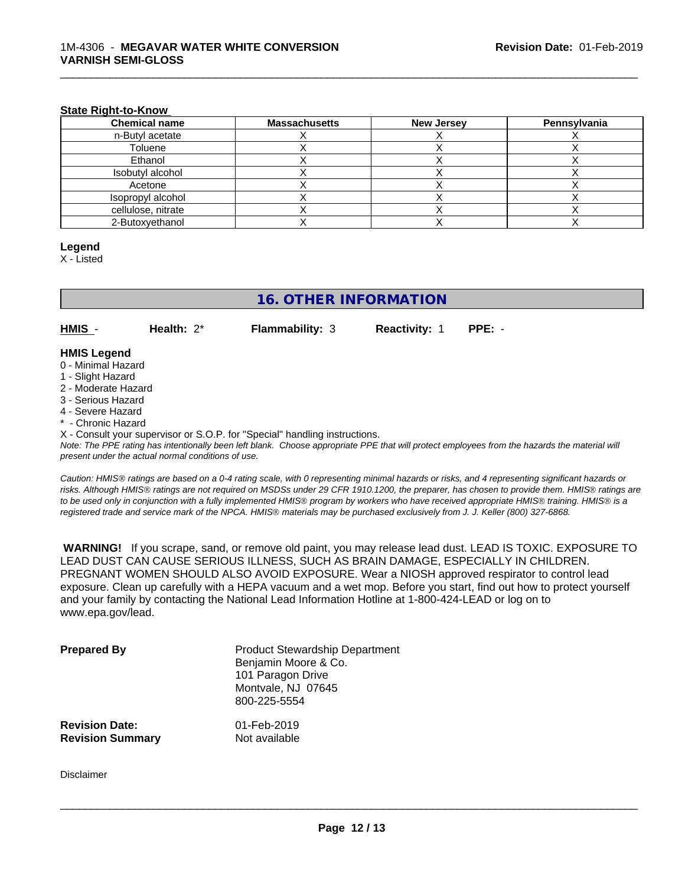**State Right-to-Know**

| Chemical name | Massachusetts | New Jersey | Pennsylvania |
|---|---|---|---|
| n-Butyl acetate | X | X | X |
| Toluene | X | X | X |
| Ethanol | X | X | X |
| Isobutyl alcohol | X | X | X |
| Acetone | X | X | X |
| Isopropyl alcohol | X | X | X |
| cellulose, nitrate | X | X | X |
| 2-Butoxyethanol | X | X | X |

**Legend**

X - Listed

## 16. OTHER INFORMATION

**HMIS** - **Health:** 2* **Flammability:** 3 **Reactivity:** 1 **PPE:** -

**HMIS Legend**

0 - Minimal Hazard
1 - Slight Hazard
2 - Moderate Hazard
3 - Serious Hazard
4 - Severe Hazard
* - Chronic Hazard
X - Consult your supervisor or S.O.P. for "Special" handling instructions.

*Note: The PPE rating has intentionally been left blank. Choose appropriate PPE that will protect employees from the hazards the material will present under the actual normal conditions of use.*

*Caution: HMIS® ratings are based on a 0-4 rating scale, with 0 representing minimal hazards or risks, and 4 representing significant hazards or risks. Although HMIS® ratings are not required on MSDSs under 29 CFR 1910.1200, the preparer, has chosen to provide them. HMIS® ratings are to be used only in conjunction with a fully implemented HMIS® program by workers who have received appropriate HMIS® training. HMIS® is a registered trade and service mark of the NPCA. HMIS® materials may be purchased exclusively from J. J. Keller (800) 327-6868.*

**WARNING!** If you scrape, sand, or remove old paint, you may release lead dust. LEAD IS TOXIC. EXPOSURE TO LEAD DUST CAN CAUSE SERIOUS ILLNESS, SUCH AS BRAIN DAMAGE, ESPECIALLY IN CHILDREN. PREGNANT WOMEN SHOULD ALSO AVOID EXPOSURE. Wear a NIOSH approved respirator to control lead exposure. Clean up carefully with a HEPA vacuum and a wet mop. Before you start, find out how to protect yourself and your family by contacting the National Lead Information Hotline at 1-800-424-LEAD or log on to www.epa.gov/lead.

**Prepared By**
Product Stewardship Department
Benjamin Moore & Co.
101 Paragon Drive
Montvale, NJ 07645
800-225-5554

**Revision Date:** 01-Feb-2019
**Revision Summary** Not available

Disclaimer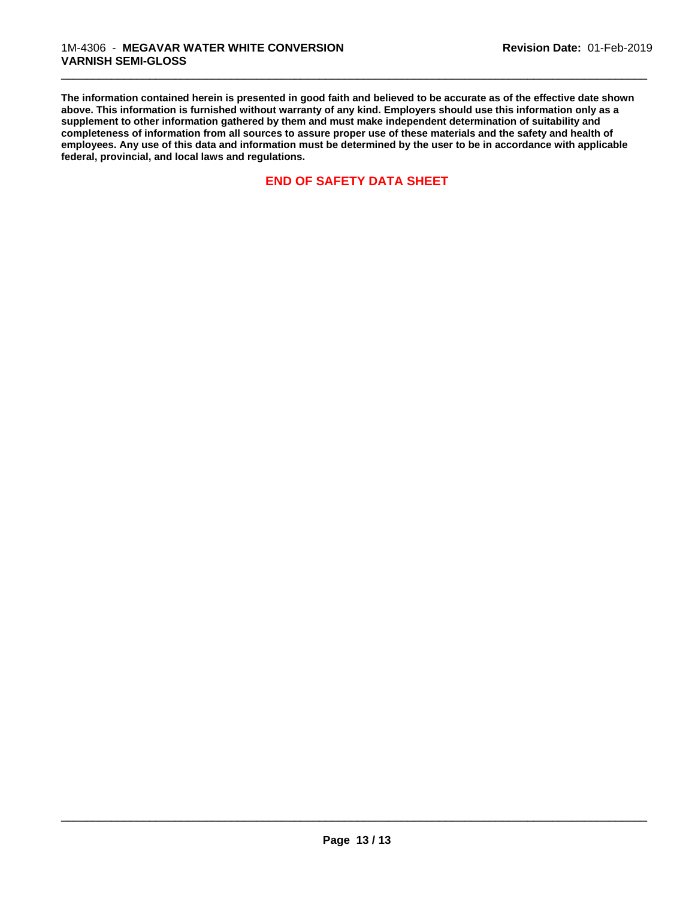**The information contained herein is presented in good faith and believed to be accurate as of the effective date shown above. This information is furnished without warranty of any kind. Employers should use this information only as a supplement to other information gathered by them and must make independent determination of suitability and completeness of information from all sources to assure proper use of these materials and the safety and health of employees. Any use of this data and information must be determined by the user to be in accordance with applicable federal, provincial, and local laws and regulations.**

**END OF SAFETY DATA SHEET**